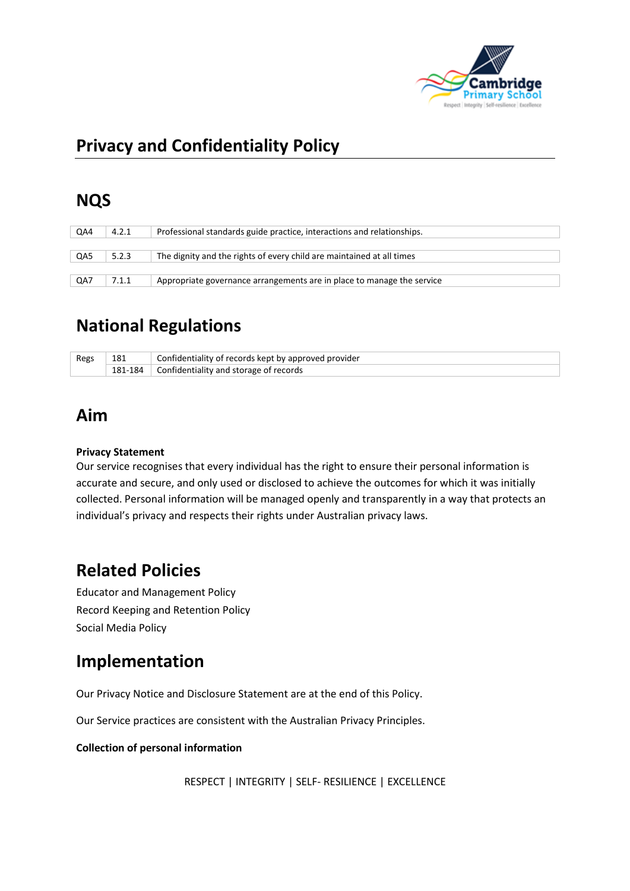# Privacy and Confidentiality Policy

## NQS

| | | |
|---|---|---|
| QA4 | 4.2.1 | Professional standards guide practice, interactions and relationships. |
| QA5 | 5.2.3 | The dignity and the rights of every child are maintained at all times |
| QA7 | 7.1.1 | Appropriate governance arrangements are in place to manage the service |

## National Regulations

| | | |
|---|---|---|
| Regs | 181 | Confidentiality of records kept by approved provider |
| | 181-184 | Confidentiality and storage of records |

## Aim

**Privacy Statement**

Our service recognises that every individual has the right to ensure their personal information is accurate and secure, and only used or disclosed to achieve the outcomes for which it was initially collected. Personal information will be managed openly and transparently in a way that protects an individual's privacy and respects their rights under Australian privacy laws.

## Related Policies

Educator and Management Policy

Record Keeping and Retention Policy

Social Media Policy

## Implementation

Our Privacy Notice and Disclosure Statement are at the end of this Policy.

Our Service practices are consistent with the Australian Privacy Principles.

**Collection of personal information**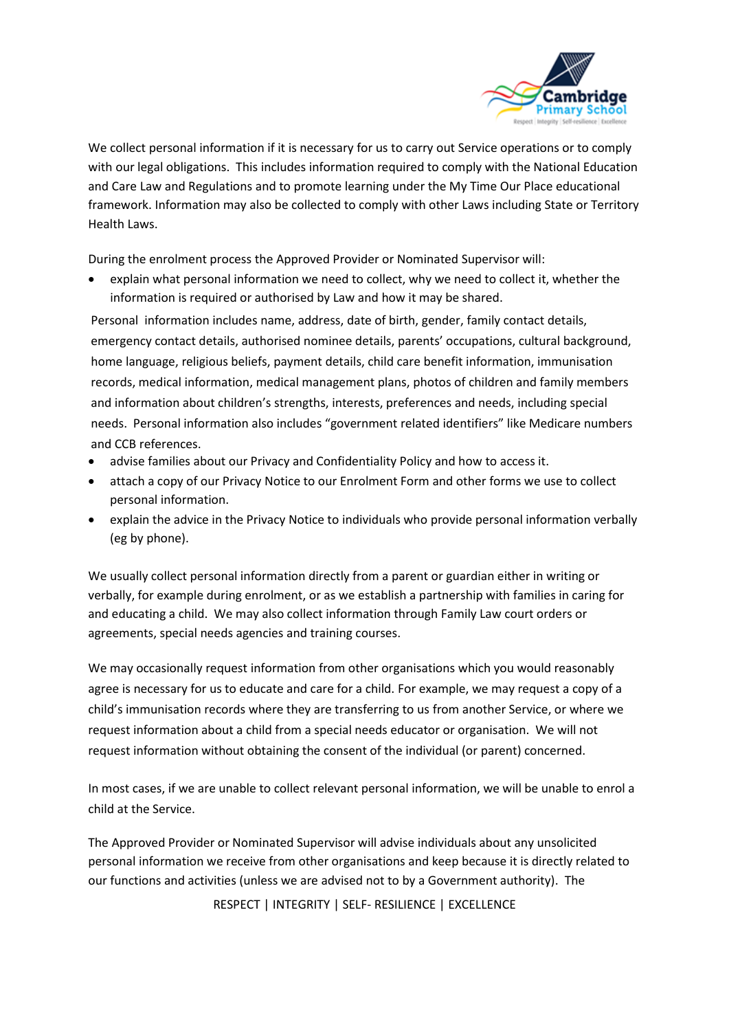We collect personal information if it is necessary for us to carry out Service operations or to comply with our legal obligations. This includes information required to comply with the National Education and Care Law and Regulations and to promote learning under the My Time Our Place educational framework. Information may also be collected to comply with other Laws including State or Territory Health Laws.

During the enrolment process the Approved Provider or Nominated Supervisor will:

- explain what personal information we need to collect, why we need to collect it, whether the information is required or authorised by Law and how it may be shared.

Personal information includes name, address, date of birth, gender, family contact details, emergency contact details, authorised nominee details, parents' occupations, cultural background, home language, religious beliefs, payment details, child care benefit information, immunisation records, medical information, medical management plans, photos of children and family members and information about children's strengths, interests, preferences and needs, including special needs. Personal information also includes "government related identifiers" like Medicare numbers and CCB references.

- advise families about our Privacy and Confidentiality Policy and how to access it.
- attach a copy of our Privacy Notice to our Enrolment Form and other forms we use to collect personal information.
- explain the advice in the Privacy Notice to individuals who provide personal information verbally (eg by phone).

We usually collect personal information directly from a parent or guardian either in writing or verbally, for example during enrolment, or as we establish a partnership with families in caring for and educating a child. We may also collect information through Family Law court orders or agreements, special needs agencies and training courses.

We may occasionally request information from other organisations which you would reasonably agree is necessary for us to educate and care for a child. For example, we may request a copy of a child's immunisation records where they are transferring to us from another Service, or where we request information about a child from a special needs educator or organisation. We will not request information without obtaining the consent of the individual (or parent) concerned.

In most cases, if we are unable to collect relevant personal information, we will be unable to enrol a child at the Service.

The Approved Provider or Nominated Supervisor will advise individuals about any unsolicited personal information we receive from other organisations and keep because it is directly related to our functions and activities (unless we are advised not to by a Government authority). The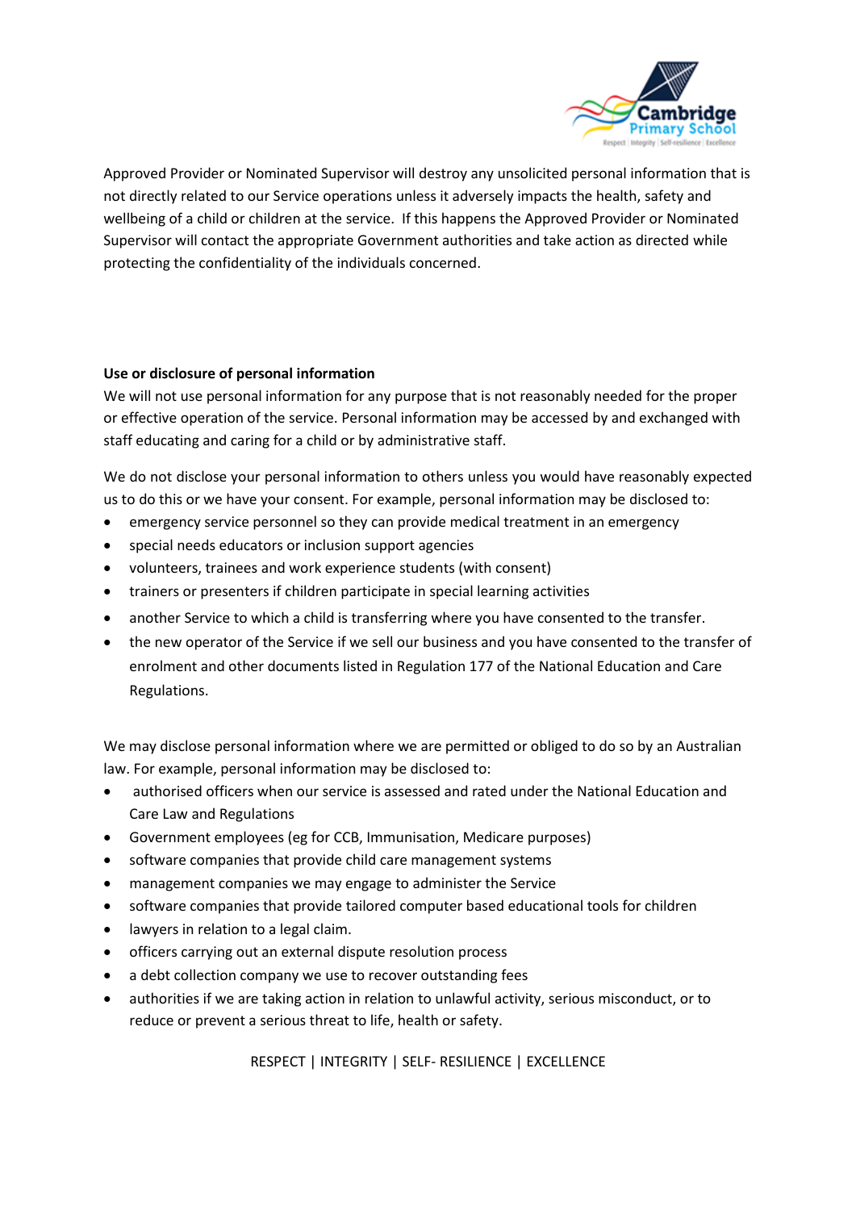Approved Provider or Nominated Supervisor will destroy any unsolicited personal information that is not directly related to our Service operations unless it adversely impacts the health, safety and wellbeing of a child or children at the service. If this happens the Approved Provider or Nominated Supervisor will contact the appropriate Government authorities and take action as directed while protecting the confidentiality of the individuals concerned.

**Use or disclosure of personal information**

We will not use personal information for any purpose that is not reasonably needed for the proper or effective operation of the service. Personal information may be accessed by and exchanged with staff educating and caring for a child or by administrative staff.

We do not disclose your personal information to others unless you would have reasonably expected us to do this or we have your consent. For example, personal information may be disclosed to:

- emergency service personnel so they can provide medical treatment in an emergency
- special needs educators or inclusion support agencies
- volunteers, trainees and work experience students (with consent)
- trainers or presenters if children participate in special learning activities
- another Service to which a child is transferring where you have consented to the transfer.
- the new operator of the Service if we sell our business and you have consented to the transfer of enrolment and other documents listed in Regulation 177 of the National Education and Care Regulations.

We may disclose personal information where we are permitted or obliged to do so by an Australian law. For example, personal information may be disclosed to:

- authorised officers when our service is assessed and rated under the National Education and Care Law and Regulations
- Government employees (eg for CCB, Immunisation, Medicare purposes)
- software companies that provide child care management systems
- management companies we may engage to administer the Service
- software companies that provide tailored computer based educational tools for children
- lawyers in relation to a legal claim.
- officers carrying out an external dispute resolution process
- a debt collection company we use to recover outstanding fees
- authorities if we are taking action in relation to unlawful activity, serious misconduct, or to reduce or prevent a serious threat to life, health or safety.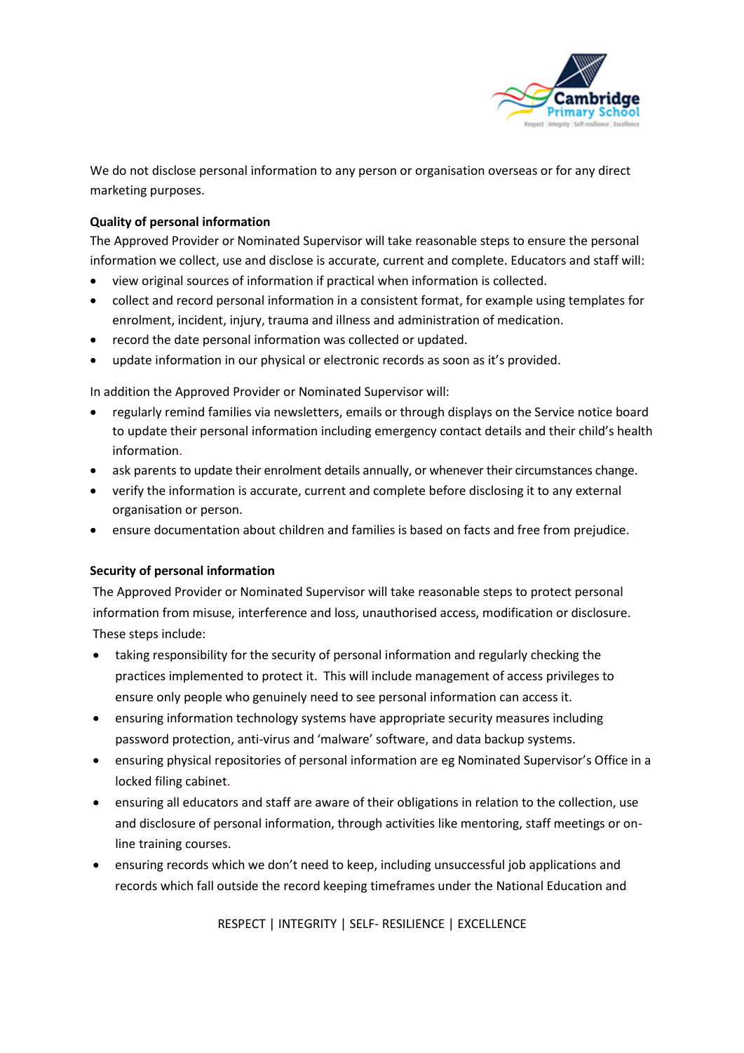We do not disclose personal information to any person or organisation overseas or for any direct marketing purposes.

**Quality of personal information**

The Approved Provider or Nominated Supervisor will take reasonable steps to ensure the personal information we collect, use and disclose is accurate, current and complete. Educators and staff will:

- view original sources of information if practical when information is collected.
- collect and record personal information in a consistent format, for example using templates for enrolment, incident, injury, trauma and illness and administration of medication.
- record the date personal information was collected or updated.
- update information in our physical or electronic records as soon as it's provided.

In addition the Approved Provider or Nominated Supervisor will:

- regularly remind families via newsletters, emails or through displays on the Service notice board to update their personal information including emergency contact details and their child's health information.
- ask parents to update their enrolment details annually, or whenever their circumstances change.
- verify the information is accurate, current and complete before disclosing it to any external organisation or person.
- ensure documentation about children and families is based on facts and free from prejudice.

**Security of personal information**

The Approved Provider or Nominated Supervisor will take reasonable steps to protect personal information from misuse, interference and loss, unauthorised access, modification or disclosure. These steps include:

- taking responsibility for the security of personal information and regularly checking the practices implemented to protect it. This will include management of access privileges to ensure only people who genuinely need to see personal information can access it.
- ensuring information technology systems have appropriate security measures including password protection, anti-virus and 'malware' software, and data backup systems.
- ensuring physical repositories of personal information are eg Nominated Supervisor's Office in a locked filing cabinet.
- ensuring all educators and staff are aware of their obligations in relation to the collection, use and disclosure of personal information, through activities like mentoring, staff meetings or on-line training courses.
- ensuring records which we don't need to keep, including unsuccessful job applications and records which fall outside the record keeping timeframes under the National Education and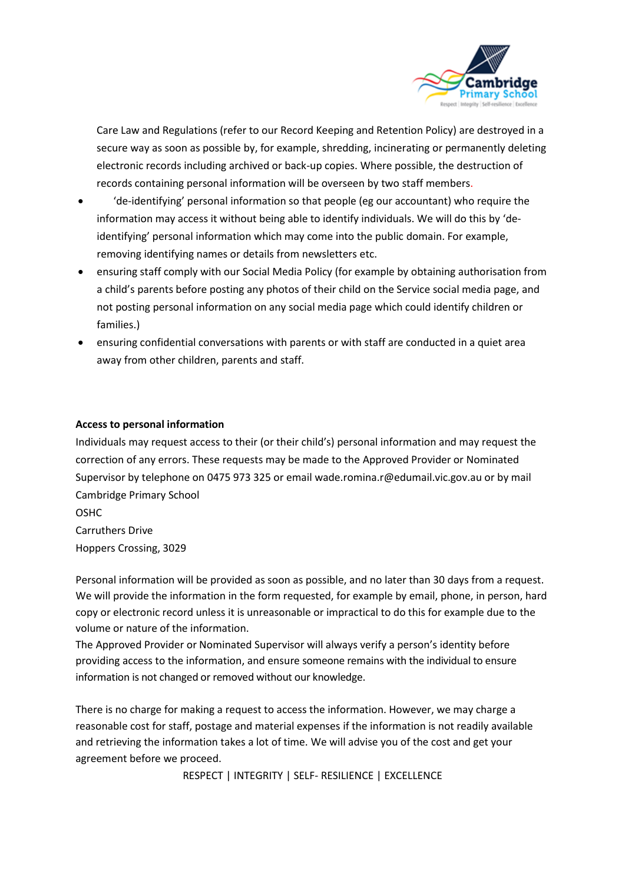Care Law and Regulations (refer to our Record Keeping and Retention Policy) are destroyed in a secure way as soon as possible by, for example, shredding, incinerating or permanently deleting electronic records including archived or back-up copies. Where possible, the destruction of records containing personal information will be overseen by two staff members.

- 'de-identifying' personal information so that people (eg our accountant) who require the information may access it without being able to identify individuals. We will do this by 'de-identifying' personal information which may come into the public domain. For example, removing identifying names or details from newsletters etc.
- ensuring staff comply with our Social Media Policy (for example by obtaining authorisation from a child's parents before posting any photos of their child on the Service social media page, and not posting personal information on any social media page which could identify children or families.)
- ensuring confidential conversations with parents or with staff are conducted in a quiet area away from other children, parents and staff.

**Access to personal information**

Individuals may request access to their (or their child's) personal information and may request the correction of any errors. These requests may be made to the Approved Provider or Nominated Supervisor by telephone on 0475 973 325 or email wade.romina.r@edumail.vic.gov.au or by mail

Cambridge Primary School
OSHC
Carruthers Drive
Hoppers Crossing, 3029

Personal information will be provided as soon as possible, and no later than 30 days from a request. We will provide the information in the form requested, for example by email, phone, in person, hard copy or electronic record unless it is unreasonable or impractical to do this for example due to the volume or nature of the information.

The Approved Provider or Nominated Supervisor will always verify a person's identity before providing access to the information, and ensure someone remains with the individual to ensure information is not changed or removed without our knowledge.

There is no charge for making a request to access the information. However, we may charge a reasonable cost for staff, postage and material expenses if the information is not readily available and retrieving the information takes a lot of time. We will advise you of the cost and get your agreement before we proceed.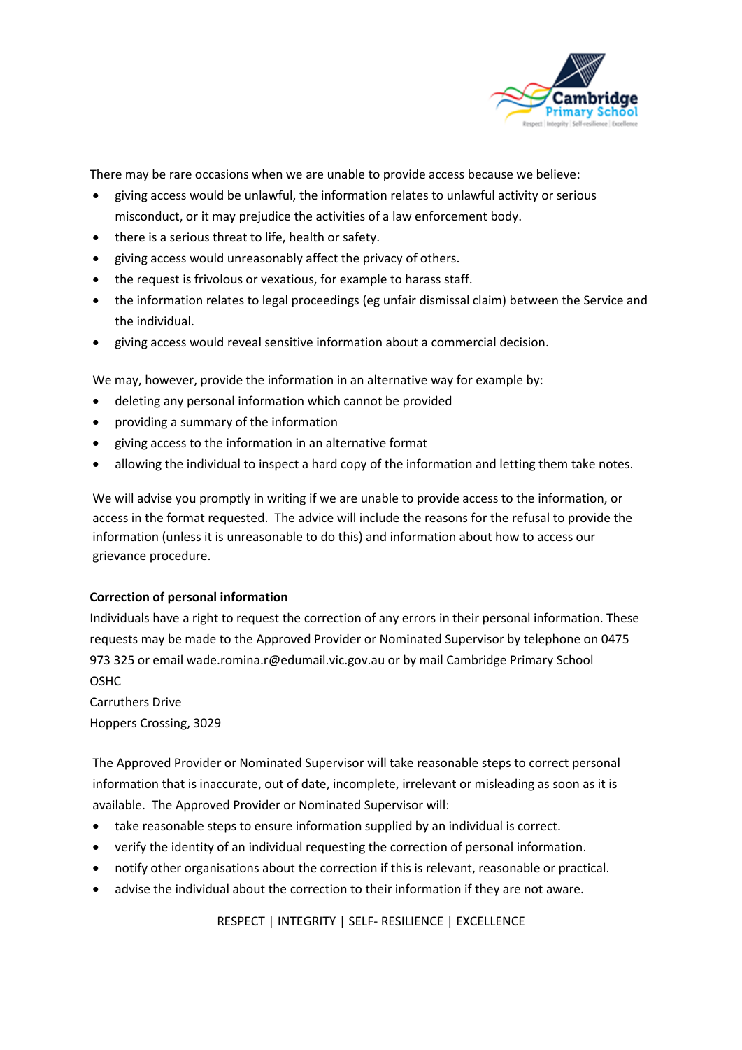There may be rare occasions when we are unable to provide access because we believe:

- giving access would be unlawful, the information relates to unlawful activity or serious misconduct, or it may prejudice the activities of a law enforcement body.
- there is a serious threat to life, health or safety.
- giving access would unreasonably affect the privacy of others.
- the request is frivolous or vexatious, for example to harass staff.
- the information relates to legal proceedings (eg unfair dismissal claim) between the Service and the individual.
- giving access would reveal sensitive information about a commercial decision.

We may, however, provide the information in an alternative way for example by:

- deleting any personal information which cannot be provided
- providing a summary of the information
- giving access to the information in an alternative format
- allowing the individual to inspect a hard copy of the information and letting them take notes.

We will advise you promptly in writing if we are unable to provide access to the information, or access in the format requested. The advice will include the reasons for the refusal to provide the information (unless it is unreasonable to do this) and information about how to access our grievance procedure.

**Correction of personal information**

Individuals have a right to request the correction of any errors in their personal information. These requests may be made to the Approved Provider or Nominated Supervisor by telephone on 0475 973 325 or email wade.romina.r@edumail.vic.gov.au or by mail Cambridge Primary School OSHC
Carruthers Drive
Hoppers Crossing, 3029

The Approved Provider or Nominated Supervisor will take reasonable steps to correct personal information that is inaccurate, out of date, incomplete, irrelevant or misleading as soon as it is available. The Approved Provider or Nominated Supervisor will:

- take reasonable steps to ensure information supplied by an individual is correct.
- verify the identity of an individual requesting the correction of personal information.
- notify other organisations about the correction if this is relevant, reasonable or practical.
- advise the individual about the correction to their information if they are not aware.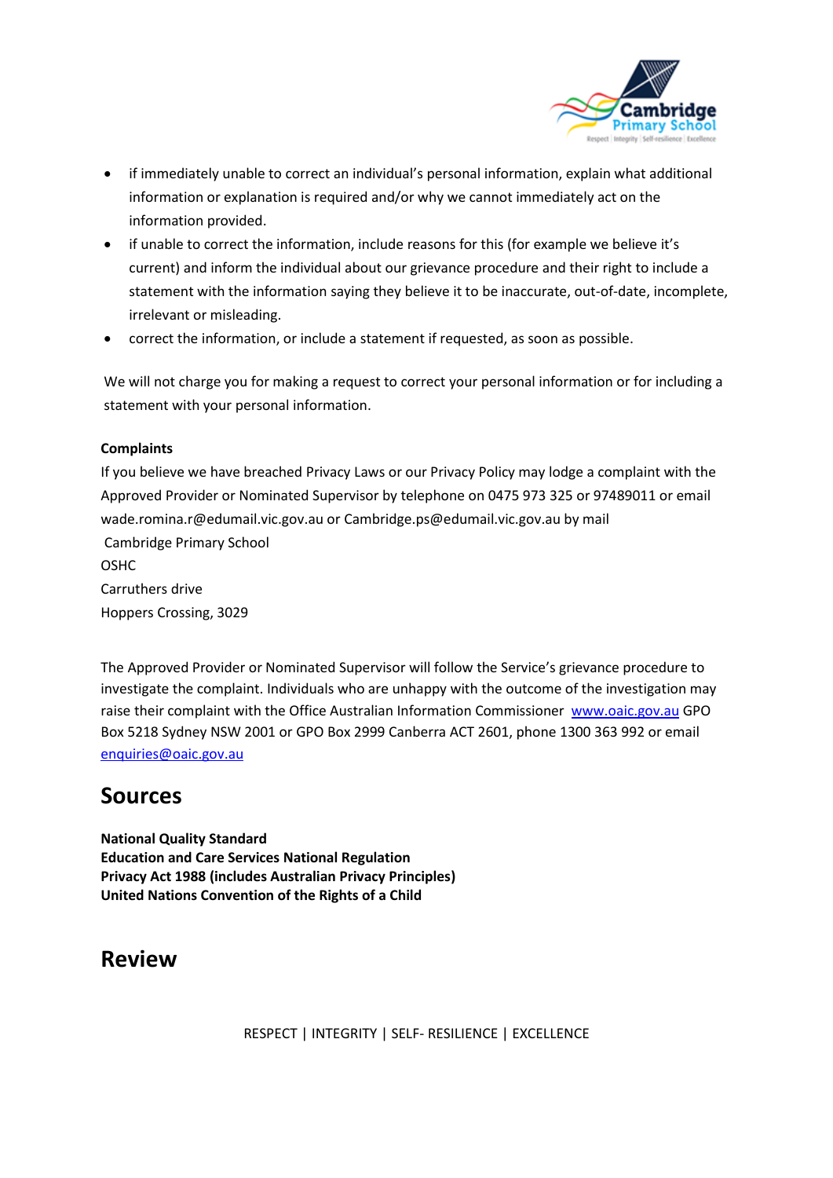- if immediately unable to correct an individual's personal information, explain what additional information or explanation is required and/or why we cannot immediately act on the information provided.
- if unable to correct the information, include reasons for this (for example we believe it's current) and inform the individual about our grievance procedure and their right to include a statement with the information saying they believe it to be inaccurate, out-of-date, incomplete, irrelevant or misleading.
- correct the information, or include a statement if requested, as soon as possible.

We will not charge you for making a request to correct your personal information or for including a statement with your personal information.

**Complaints**

If you believe we have breached Privacy Laws or our Privacy Policy may lodge a complaint with the Approved Provider or Nominated Supervisor by telephone on 0475 973 325 or 97489011 or email wade.romina.r@edumail.vic.gov.au or Cambridge.ps@edumail.vic.gov.au by mail

Cambridge Primary School
OSHC
Carruthers drive
Hoppers Crossing, 3029

The Approved Provider or Nominated Supervisor will follow the Service's grievance procedure to investigate the complaint. Individuals who are unhappy with the outcome of the investigation may raise their complaint with the Office Australian Information Commissioner www.oaic.gov.au GPO Box 5218 Sydney NSW 2001 or GPO Box 2999 Canberra ACT 2601, phone 1300 363 992 or email enquiries@oaic.gov.au

## Sources

**National Quality Standard**
**Education and Care Services National Regulation**
**Privacy Act 1988 (includes Australian Privacy Principles)**
**United Nations Convention of the Rights of a Child**

## Review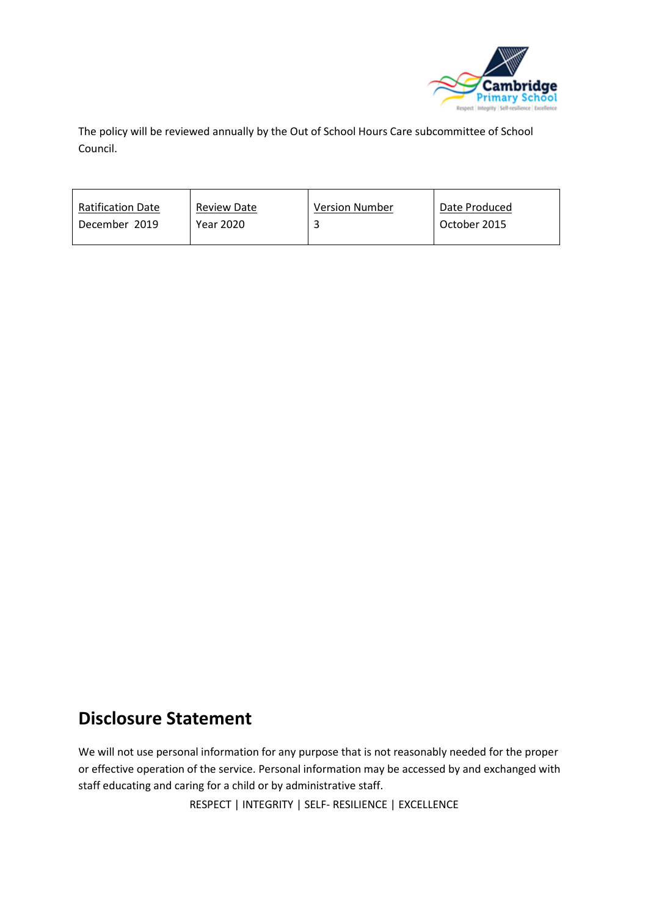The policy will be reviewed annually by the Out of School Hours Care subcommittee of School Council.

| Ratification Date | Review Date | Version Number | Date Produced |
|---|---|---|---|
| December 2019 | Year 2020 | 3 | October 2015 |

## Disclosure Statement

We will not use personal information for any purpose that is not reasonably needed for the proper or effective operation of the service. Personal information may be accessed by and exchanged with staff educating and caring for a child or by administrative staff.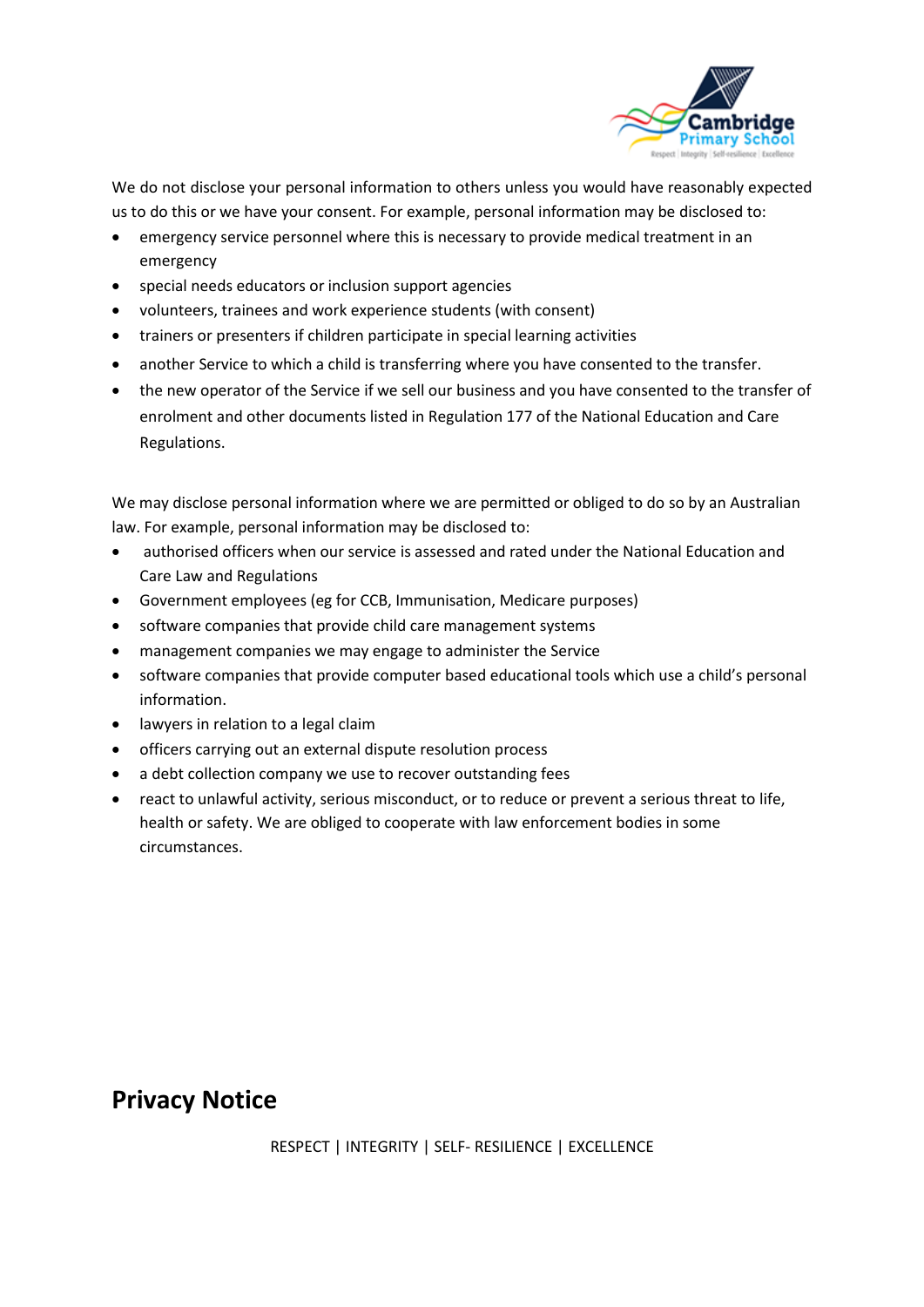We do not disclose your personal information to others unless you would have reasonably expected us to do this or we have your consent. For example, personal information may be disclosed to:

- emergency service personnel where this is necessary to provide medical treatment in an emergency
- special needs educators or inclusion support agencies
- volunteers, trainees and work experience students (with consent)
- trainers or presenters if children participate in special learning activities
- another Service to which a child is transferring where you have consented to the transfer.
- the new operator of the Service if we sell our business and you have consented to the transfer of enrolment and other documents listed in Regulation 177 of the National Education and Care Regulations.

We may disclose personal information where we are permitted or obliged to do so by an Australian law. For example, personal information may be disclosed to:

- authorised officers when our service is assessed and rated under the National Education and Care Law and Regulations
- Government employees (eg for CCB, Immunisation, Medicare purposes)
- software companies that provide child care management systems
- management companies we may engage to administer the Service
- software companies that provide computer based educational tools which use a child's personal information.
- lawyers in relation to a legal claim
- officers carrying out an external dispute resolution process
- a debt collection company we use to recover outstanding fees
- react to unlawful activity, serious misconduct, or to reduce or prevent a serious threat to life, health or safety. We are obliged to cooperate with law enforcement bodies in some circumstances.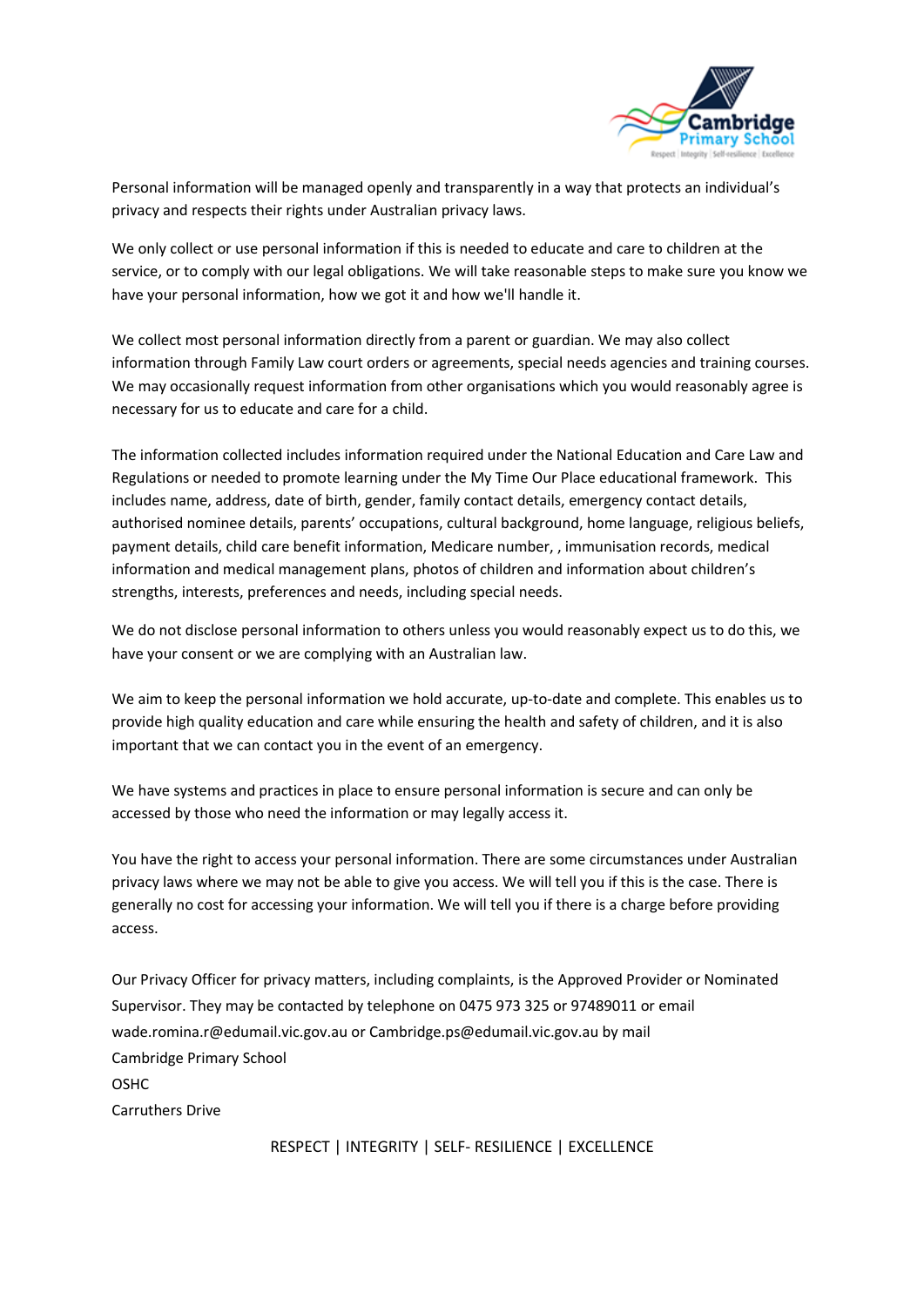Personal information will be managed openly and transparently in a way that protects an individual's privacy and respects their rights under Australian privacy laws.

We only collect or use personal information if this is needed to educate and care to children at the service, or to comply with our legal obligations. We will take reasonable steps to make sure you know we have your personal information, how we got it and how we'll handle it.

We collect most personal information directly from a parent or guardian. We may also collect information through Family Law court orders or agreements, special needs agencies and training courses. We may occasionally request information from other organisations which you would reasonably agree is necessary for us to educate and care for a child.

The information collected includes information required under the National Education and Care Law and Regulations or needed to promote learning under the My Time Our Place educational framework. This includes name, address, date of birth, gender, family contact details, emergency contact details, authorised nominee details, parents' occupations, cultural background, home language, religious beliefs, payment details, child care benefit information, Medicare number, , immunisation records, medical information and medical management plans, photos of children and information about children's strengths, interests, preferences and needs, including special needs.

We do not disclose personal information to others unless you would reasonably expect us to do this, we have your consent or we are complying with an Australian law.

We aim to keep the personal information we hold accurate, up-to-date and complete. This enables us to provide high quality education and care while ensuring the health and safety of children, and it is also important that we can contact you in the event of an emergency.

We have systems and practices in place to ensure personal information is secure and can only be accessed by those who need the information or may legally access it.

You have the right to access your personal information. There are some circumstances under Australian privacy laws where we may not be able to give you access. We will tell you if this is the case. There is generally no cost for accessing your information. We will tell you if there is a charge before providing access.

Our Privacy Officer for privacy matters, including complaints, is the Approved Provider or Nominated Supervisor. They may be contacted by telephone on 0475 973 325 or 97489011 or email wade.romina.r@edumail.vic.gov.au or Cambridge.ps@edumail.vic.gov.au by mail

Cambridge Primary School

OSHC

Carruthers Drive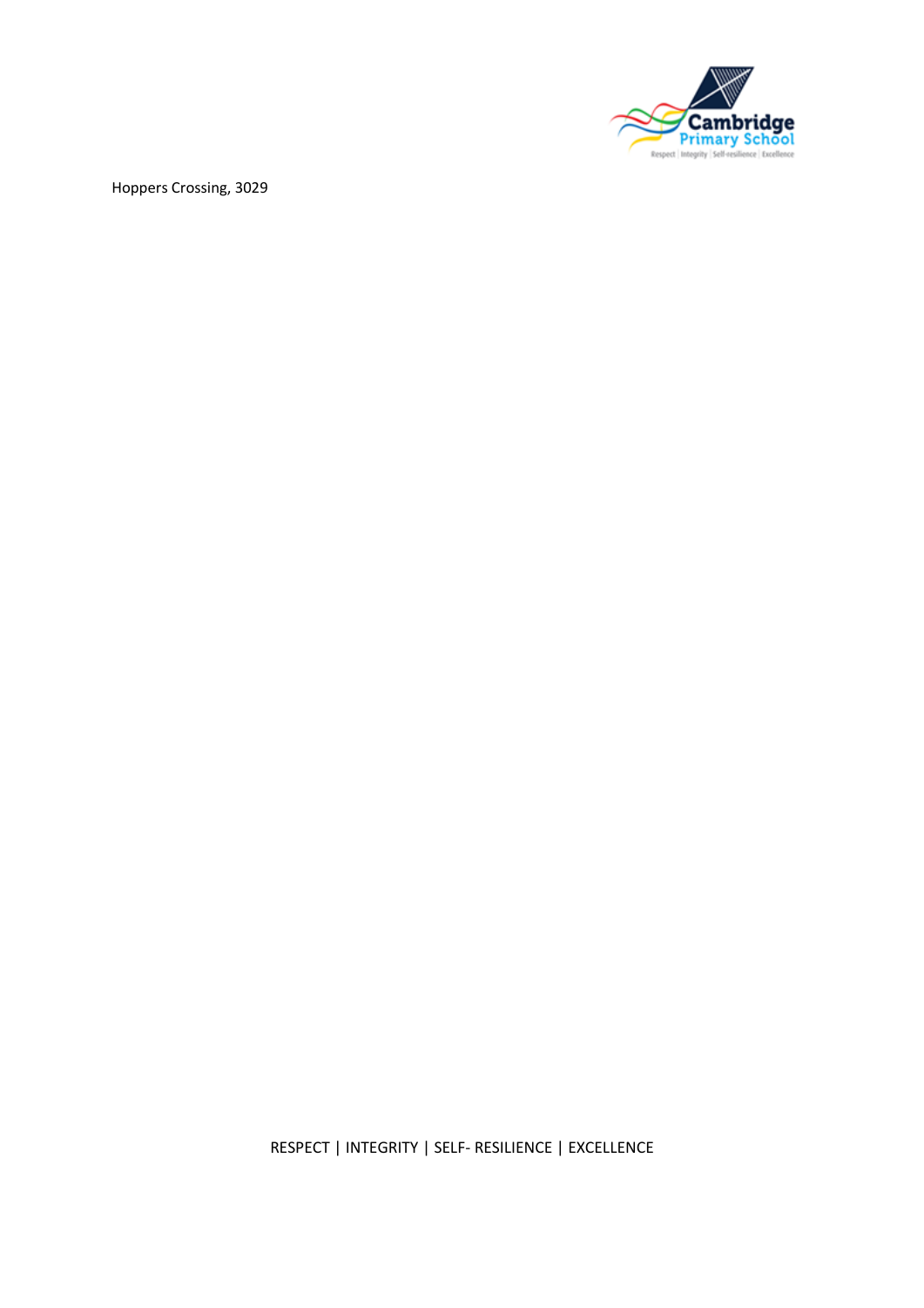Hoppers Crossing, 3029